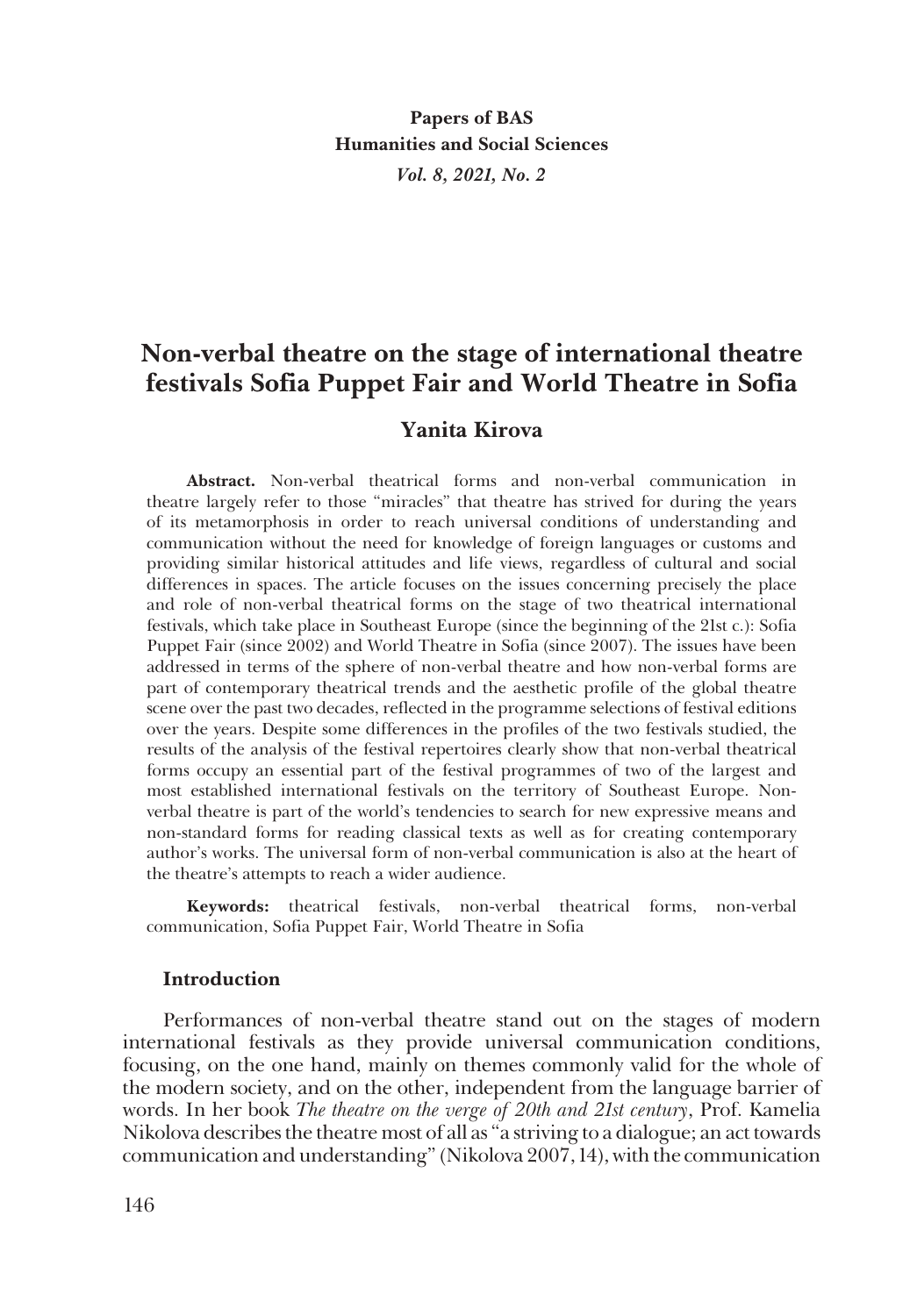# Non-verbal theatre on the stage of international theatre festivals Sofia Puppet Fair and World Theatre in Sofia

## Yanita Kirova

**Abstract.** Non-verbal theatrical forms and non-verbal communication in theatre largely refer to those "miracles" that theatre has strived for during the years of its metamorphosis in order to reach universal conditions of understanding and communication without the need for knowledge of foreign languages or customs and providing similar historical attitudes and life views, regardless of cultural and social differences in spaces. The article focuses on the issues concerning precisely the place and role of non-verbal theatrical forms on the stage of two theatrical international festivals, which take place in Southeast Europe (since the beginning of the 21st c.): Sofia Puppet Fair (since 2002) and World Theatre in Sofia (since 2007). The issues have been addressed in terms of the sphere of non-verbal theatre and how non-verbal forms are part of contemporary theatrical trends and the aesthetic profile of the global theatre scene over the past two decades, reflected in the programme selections of festival editions over the years. Despite some differences in the profiles of the two festivals studied, the results of the analysis of the festival repertoires clearly show that non-verbal theatrical forms occupy an essential part of the festival programmes of two of the largest and most established international festivals on the territory of Southeast Europe. Non-verbal theatre is part of the world's tendencies to search for new expressive means and non-standard forms for reading classical texts as well as for creating contemporary author's works. The universal form of non-verbal communication is also at the heart of the theatre's attempts to reach a wider audience.

**Keywords:** theatrical festivals, non-verbal theatrical forms, non-verbal communication, Sofia Puppet Fair, World Theatre in Sofia

### Introduction

Performances of non-verbal theatre stand out on the stages of modern international festivals as they provide universal communication conditions, focusing, on the one hand, mainly on themes commonly valid for the whole of the modern society, and on the other, independent from the language barrier of words. In her book *The theatre on the verge of 20th and 21st century*, Prof. Kamelia Nikolova describes the theatre most of all as "a striving to a dialogue; an act towards communication and understanding" (Nikolova 2007, 14), with the communication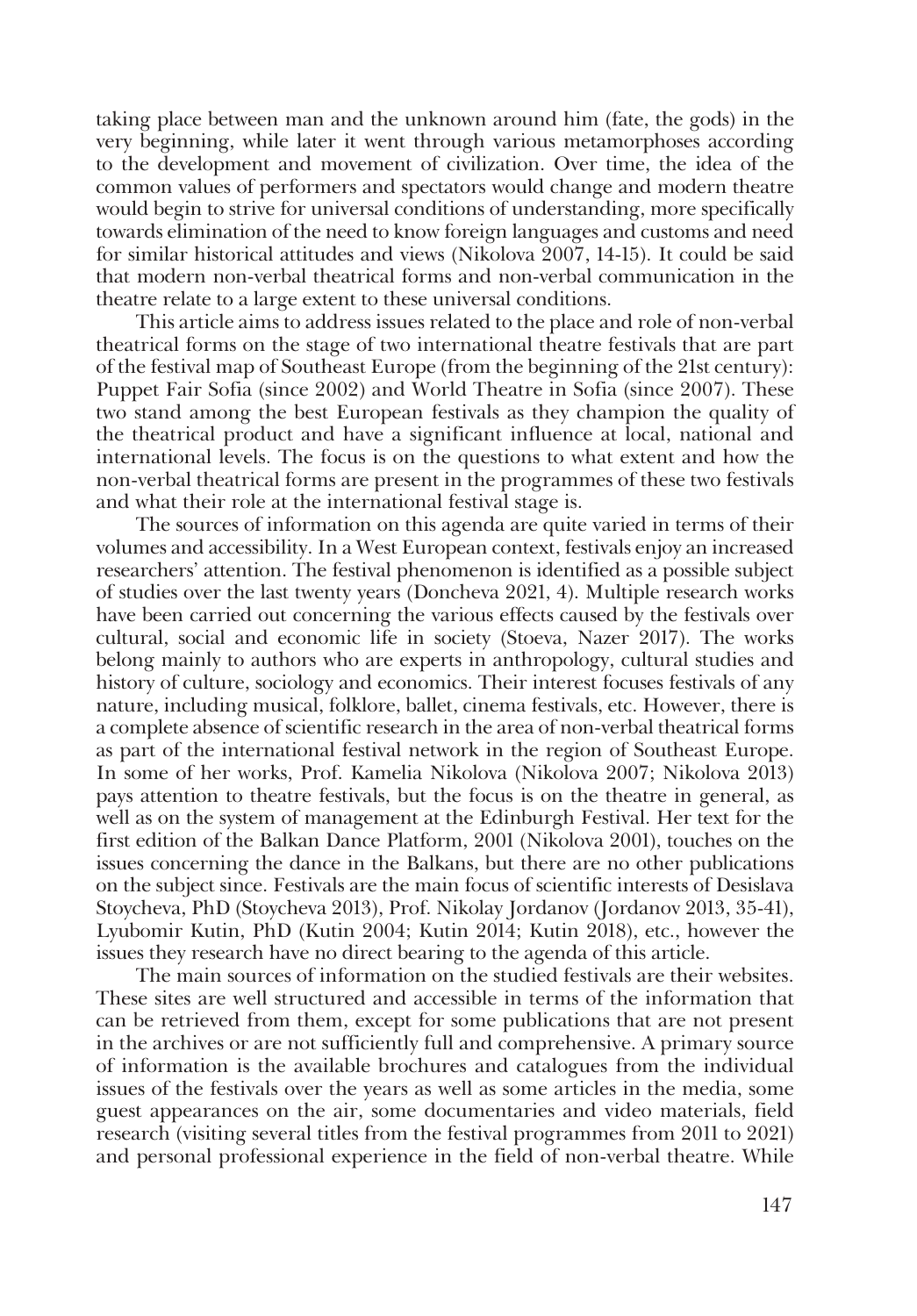taking place between man and the unknown around him (fate, the gods) in the very beginning, while later it went through various metamorphoses according to the development and movement of civilization. Over time, the idea of the common values of performers and spectators would change and modern theatre would begin to strive for universal conditions of understanding, more specifically towards elimination of the need to know foreign languages and customs and need for similar historical attitudes and views (Nikolova 2007, 14-15). It could be said that modern non-verbal theatrical forms and non-verbal communication in the theatre relate to a large extent to these universal conditions.

This article aims to address issues related to the place and role of non-verbal theatrical forms on the stage of two international theatre festivals that are part of the festival map of Southeast Europe (from the beginning of the 21st century): Puppet Fair Sofia (since 2002) and World Theatre in Sofia (since 2007). These two stand among the best European festivals as they champion the quality of the theatrical product and have a significant influence at local, national and international levels. The focus is on the questions to what extent and how the non-verbal theatrical forms are present in the programmes of these two festivals and what their role at the international festival stage is.

The sources of information on this agenda are quite varied in terms of their volumes and accessibility. In a West European context, festivals enjoy an increased researchers' attention. The festival phenomenon is identified as a possible subject of studies over the last twenty years (Doncheva 2021, 4). Multiple research works have been carried out concerning the various effects caused by the festivals over cultural, social and economic life in society (Stoeva, Nazer 2017). The works belong mainly to authors who are experts in anthropology, cultural studies and history of culture, sociology and economics. Their interest focuses festivals of any nature, including musical, folklore, ballet, cinema festivals, etc. However, there is a complete absence of scientific research in the area of non-verbal theatrical forms as part of the international festival network in the region of Southeast Europe. In some of her works, Prof. Kamelia Nikolova (Nikolova 2007; Nikolova 2013) pays attention to theatre festivals, but the focus is on the theatre in general, as well as on the system of management at the Edinburgh Festival. Her text for the first edition of the Balkan Dance Platform, 2001 (Nikolova 2001), touches on the issues concerning the dance in the Balkans, but there are no other publications on the subject since. Festivals are the main focus of scientific interests of Desislava Stoycheva, PhD (Stoycheva 2013), Prof. Nikolay Jordanov (Jordanov 2013, 35-41), Lyubomir Kutin, PhD (Kutin 2004; Kutin 2014; Kutin 2018), etc., however the issues they research have no direct bearing to the agenda of this article.

The main sources of information on the studied festivals are their websites. These sites are well structured and accessible in terms of the information that can be retrieved from them, except for some publications that are not present in the archives or are not sufficiently full and comprehensive. A primary source of information is the available brochures and catalogues from the individual issues of the festivals over the years as well as some articles in the media, some guest appearances on the air, some documentaries and video materials, field research (visiting several titles from the festival programmes from 2011 to 2021) and personal professional experience in the field of non-verbal theatre. While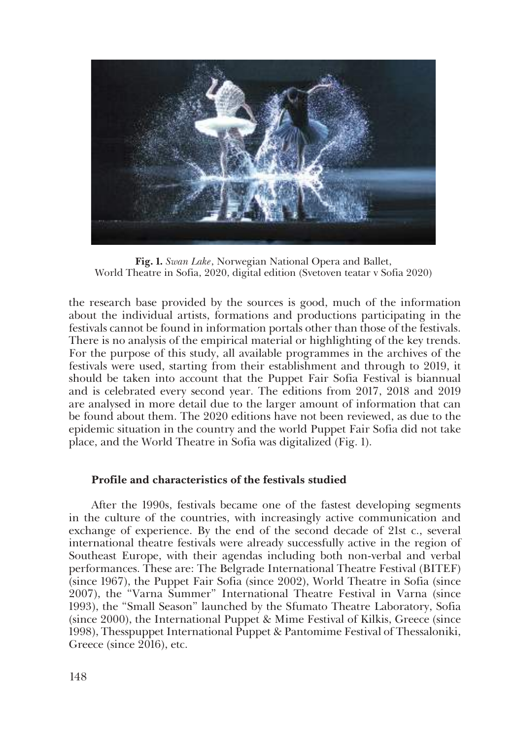**Fig. 1.** *Swan Lake*, Norwegian National Opera and Ballet, World Theatre in Sofia, 2020, digital edition (Svetoven teatar v Sofia 2020)

the research base provided by the sources is good, much of the information about the individual artists, formations and productions participating in the festivals cannot be found in information portals other than those of the festivals. There is no analysis of the empirical material or highlighting of the key trends. For the purpose of this study, all available programmes in the archives of the festivals were used, starting from their establishment and through to 2019, it should be taken into account that the Puppet Fair Sofia Festival is biannual and is celebrated every second year. The editions from 2017, 2018 and 2019 are analysed in more detail due to the larger amount of information that can be found about them. The 2020 editions have not been reviewed, as due to the epidemic situation in the country and the world Puppet Fair Sofia did not take place, and the World Theatre in Sofia was digitalized (Fig. 1).

## Profile and characteristics of the festivals studied

After the 1990s, festivals became one of the fastest developing segments in the culture of the countries, with increasingly active communication and exchange of experience. By the end of the second decade of 21st c., several international theatre festivals were already successfully active in the region of Southeast Europe, with their agendas including both non-verbal and verbal performances. These are: The Belgrade International Theatre Festival (BITEF) (since 1967), the Puppet Fair Sofia (since 2002), World Theatre in Sofia (since 2007), the "Varna Summer" International Theatre Festival in Varna (since 1993), the "Small Season" launched by the Sfumato Theatre Laboratory, Sofia (since 2000), the International Puppet & Mime Festival of Kilkis, Greece (since 1998), Thesspuppet International Puppet & Pantomime Festival of Thessaloniki, Greece (since 2016), etc.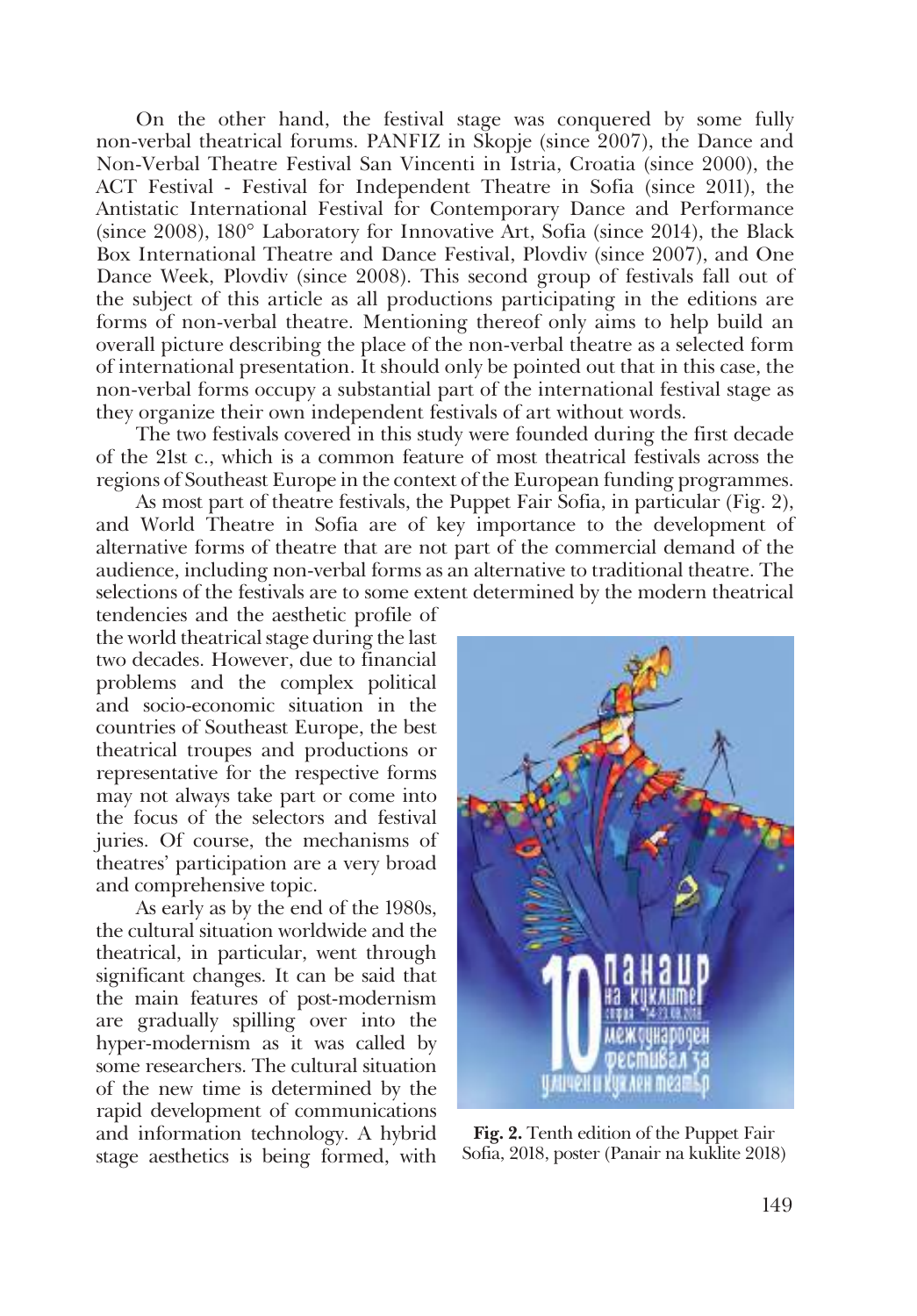On the other hand, the festival stage was conquered by some fully non-verbal theatrical forums. PANFIZ in Skopje (since 2007), the Dance and Non-Verbal Theatre Festival San Vincenti in Istria, Croatia (since 2000), the ACT Festival - Festival for Independent Theatre in Sofia (since 2011), the Antistatic International Festival for Contemporary Dance and Performance (since 2008), 180° Laboratory for Innovative Art, Sofia (since 2014), the Black Box International Theatre and Dance Festival, Plovdiv (since 2007), and One Dance Week, Plovdiv (since 2008). This second group of festivals fall out of the subject of this article as all productions participating in the editions are forms of non-verbal theatre. Mentioning thereof only aims to help build an overall picture describing the place of the non-verbal theatre as a selected form of international presentation. It should only be pointed out that in this case, the non-verbal forms occupy a substantial part of the international festival stage as they organize their own independent festivals of art without words.

The two festivals covered in this study were founded during the first decade of the 21st c., which is a common feature of most theatrical festivals across the regions of Southeast Europe in the context of the European funding programmes.

As most part of theatre festivals, the Puppet Fair Sofia, in particular (Fig. 2), and World Theatre in Sofia are of key importance to the development of alternative forms of theatre that are not part of the commercial demand of the audience, including non-verbal forms as an alternative to traditional theatre. The selections of the festivals are to some extent determined by the modern theatrical tendencies and the aesthetic profile of the world theatrical stage during the last two decades. However, due to financial problems and the complex political and socio-economic situation in the countries of Southeast Europe, the best theatrical troupes and productions or representative for the respective forms may not always take part or come into the focus of the selectors and festival juries. Of course, the mechanisms of theatres' participation are a very broad and comprehensive topic.

As early as by the end of the 1980s, the cultural situation worldwide and the theatrical, in particular, went through significant changes. It can be said that the main features of post-modernism are gradually spilling over into the hyper-modernism as it was called by some researchers. The cultural situation of the new time is determined by the rapid development of communications and information technology. A hybrid stage aesthetics is being formed, with

**Fig. 2.** Tenth edition of the Puppet Fair Sofia, 2018, poster (Panair na kuklite 2018)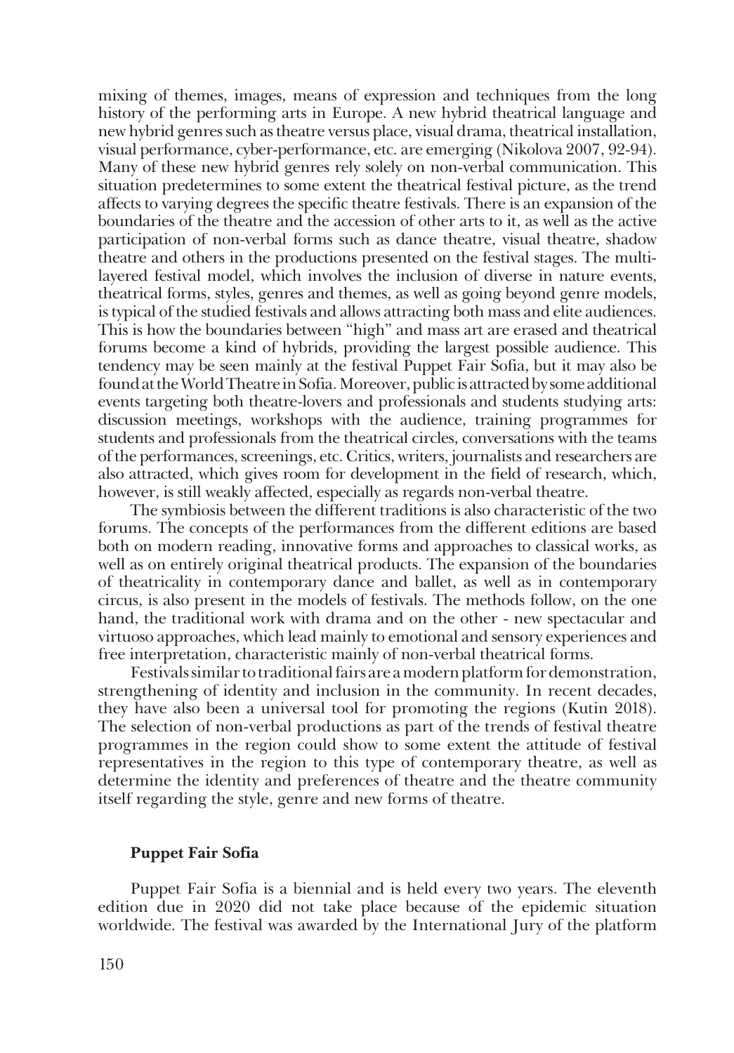mixing of themes, images, means of expression and techniques from the long history of the performing arts in Europe. A new hybrid theatrical language and new hybrid genres such as theatre versus place, visual drama, theatrical installation, visual performance, cyber-performance, etc. are emerging (Nikolova 2007, 92-94). Many of these new hybrid genres rely solely on non-verbal communication. This situation predetermines to some extent the theatrical festival picture, as the trend affects to varying degrees the specific theatre festivals. There is an expansion of the boundaries of the theatre and the accession of other arts to it, as well as the active participation of non-verbal forms such as dance theatre, visual theatre, shadow theatre and others in the productions presented on the festival stages. The multi-layered festival model, which involves the inclusion of diverse in nature events, theatrical forms, styles, genres and themes, as well as going beyond genre models, is typical of the studied festivals and allows attracting both mass and elite audiences. This is how the boundaries between "high" and mass art are erased and theatrical forums become a kind of hybrids, providing the largest possible audience. This tendency may be seen mainly at the festival Puppet Fair Sofia, but it may also be found at the World Theatre in Sofia. Moreover, public is attracted by some additional events targeting both theatre-lovers and professionals and students studying arts: discussion meetings, workshops with the audience, training programmes for students and professionals from the theatrical circles, conversations with the teams of the performances, screenings, etc. Critics, writers, journalists and researchers are also attracted, which gives room for development in the field of research, which, however, is still weakly affected, especially as regards non-verbal theatre.

The symbiosis between the different traditions is also characteristic of the two forums. The concepts of the performances from the different editions are based both on modern reading, innovative forms and approaches to classical works, as well as on entirely original theatrical products. The expansion of the boundaries of theatricality in contemporary dance and ballet, as well as in contemporary circus, is also present in the models of festivals. The methods follow, on the one hand, the traditional work with drama and on the other - new spectacular and virtuoso approaches, which lead mainly to emotional and sensory experiences and free interpretation, characteristic mainly of non-verbal theatrical forms.

Festivals similar to traditional fairs are a modern platform for demonstration, strengthening of identity and inclusion in the community. In recent decades, they have also been a universal tool for promoting the regions (Kutin 2018). The selection of non-verbal productions as part of the trends of festival theatre programmes in the region could show to some extent the attitude of festival representatives in the region to this type of contemporary theatre, as well as determine the identity and preferences of theatre and the theatre community itself regarding the style, genre and new forms of theatre.

## Puppet Fair Sofia

Puppet Fair Sofia is a biennial and is held every two years. The eleventh edition due in 2020 did not take place because of the epidemic situation worldwide. The festival was awarded by the International Jury of the platform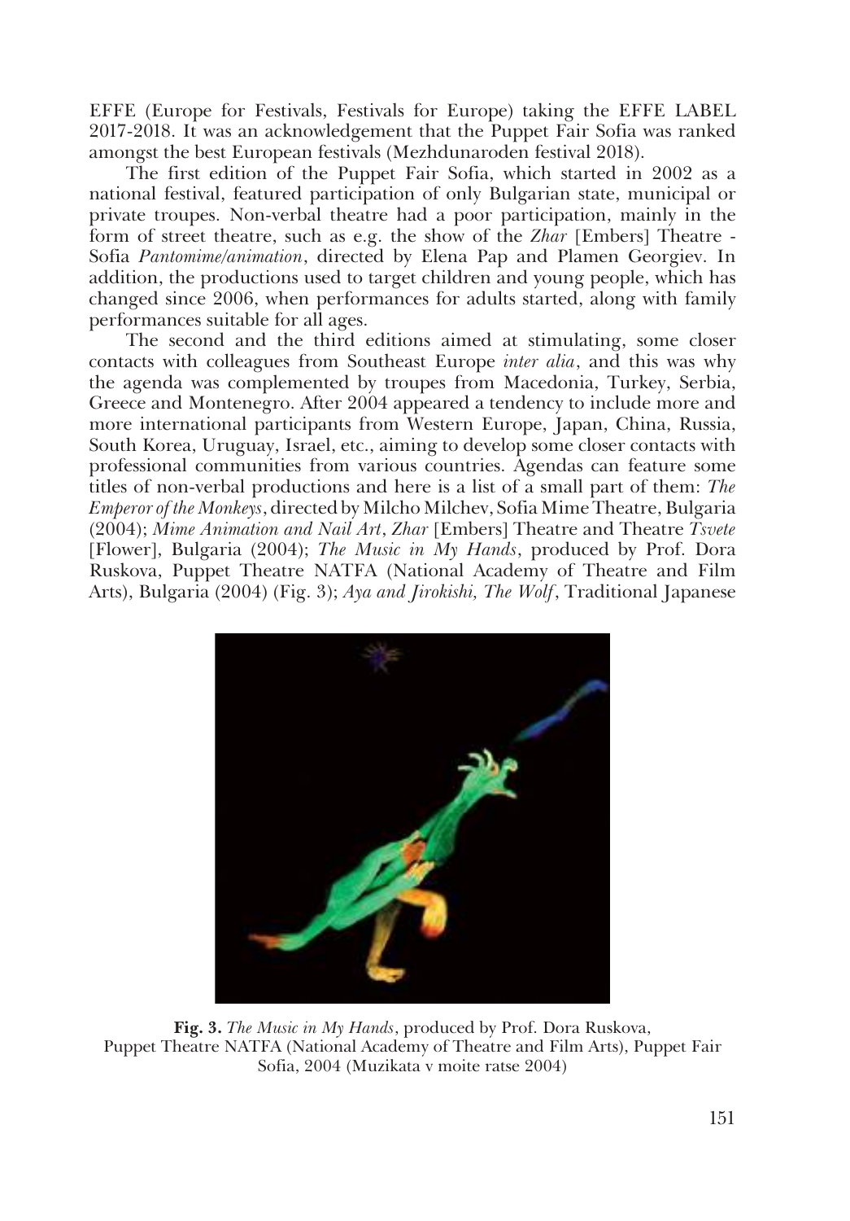EFFE (Europe for Festivals, Festivals for Europe) taking the EFFE LABEL 2017-2018. It was an acknowledgement that the Puppet Fair Sofia was ranked amongst the best European festivals (Mezhdunaroden festival 2018).

The first edition of the Puppet Fair Sofia, which started in 2002 as a national festival, featured participation of only Bulgarian state, municipal or private troupes. Non-verbal theatre had a poor participation, mainly in the form of street theatre, such as e.g. the show of the *Zhar* [Embers] Theatre - Sofia *Pantomime/animation*, directed by Elena Pap and Plamen Georgiev. In addition, the productions used to target children and young people, which has changed since 2006, when performances for adults started, along with family performances suitable for all ages.

The second and the third editions aimed at stimulating, some closer contacts with colleagues from Southeast Europe *inter alia*, and this was why the agenda was complemented by troupes from Macedonia, Turkey, Serbia, Greece and Montenegro. After 2004 appeared a tendency to include more and more international participants from Western Europe, Japan, China, Russia, South Korea, Uruguay, Israel, etc., aiming to develop some closer contacts with professional communities from various countries. Agendas can feature some titles of non-verbal productions and here is a list of a small part of them: *The Emperor of the Monkeys*, directed by Milcho Milchev, Sofia Mime Theatre, Bulgaria (2004); *Mime Animation and Nail Art*, *Zhar* [Embers] Theatre and Theatre *Tsvete* [Flower], Bulgaria (2004); *The Music in My Hands*, produced by Prof. Dora Ruskova, Puppet Theatre NATFA (National Academy of Theatre and Film Arts), Bulgaria (2004) (Fig. 3); *Aya and Jirokishi, The Wolf*, Traditional Japanese

**Fig. 3.** *The Music in My Hands*, produced by Prof. Dora Ruskova, Puppet Theatre NATFA (National Academy of Theatre and Film Arts), Puppet Fair Sofia, 2004 (Muzikata v moite ratse 2004)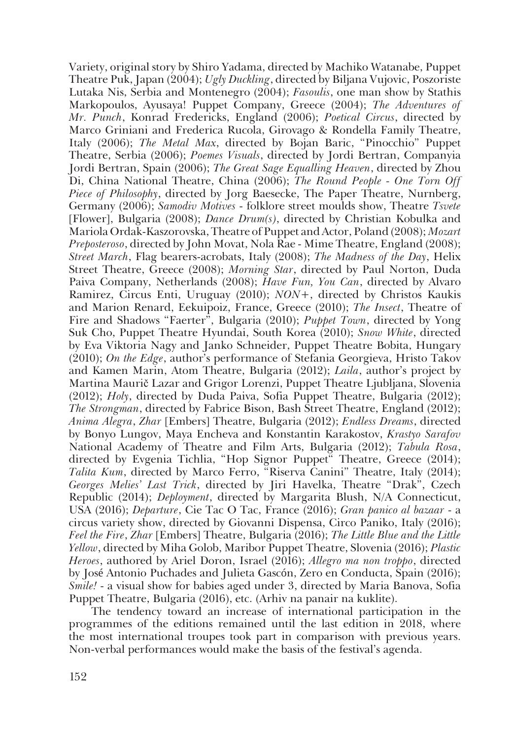Variety, original story by Shiro Yadama, directed by Machiko Watanabe, Puppet Theatre Puk, Japan (2004); *Ugly Duckling*, directed by Biljana Vujovic, Poszoriste Lutaka Nis, Serbia and Montenegro (2004); *Fasoulis*, one man show by Stathis Markopoulos, Ayusaya! Puppet Company, Greece (2004); *The Adventures of Mr. Punch*, Konrad Fredericks, England (2006); *Poetical Circus*, directed by Marco Griniani and Frederica Rucola, Girovago & Rondella Family Theatre, Italy (2006); *The Metal Max*, directed by Bojan Baric, "Pinocchio" Puppet Theatre, Serbia (2006); *Poemes Visuals*, directed by Jordi Bertran, Companyia Jordi Bertran, Spain (2006); *The Great Sage Equalling Heaven*, directed by Zhou Di, China National Theatre, China (2006); *The Round People - One Torn Off Piece of Philosophy*, directed by Jorg Baesecke, The Paper Theatre, Nurnberg, Germany (2006); *Samodiv Motives* - folklore street moulds show, Theatre *Tsvete* [Flower], Bulgaria (2008); *Dance Drum(s)*, directed by Christian Kobulka and Mariola Ordak-Kaszorovska, Theatre of Puppet and Actor, Poland (2008); *Mozart Preposteroso*, directed by John Movat, Nola Rae - Mime Theatre, England (2008); *Street March*, Flag bearers-acrobats, Italy (2008); *The Madness of the Day*, Helix Street Theatre, Greece (2008); *Morning Star*, directed by Paul Norton, Duda Paiva Company, Netherlands (2008); *Have Fun, You Can*, directed by Alvaro Ramirez, Circus Enti, Uruguay (2010); *NON+*, directed by Christos Kaukis and Marion Renard, Eekuipoiz, France, Greece (2010); *The Insect*, Theatre of Fire and Shadows "Faerter", Bulgaria (2010); *Puppet Town*, directed by Yong Suk Cho, Puppet Theatre Hyundai, South Korea (2010); *Snow White*, directed by Eva Viktoria Nagy and Janko Schneider, Puppet Theatre Bobita, Hungary (2010); *On the Edge*, author's performance of Stefania Georgieva, Hristo Takov and Kamen Marin, Atom Theatre, Bulgaria (2012); *Laila*, author's project by Martina Maurič Lazar and Grigor Lorenzi, Puppet Theatre Ljubljana, Slovenia (2012); *Holy*, directed by Duda Paiva, Sofia Puppet Theatre, Bulgaria (2012); *The Strongman*, directed by Fabrice Bison, Bash Street Theatre, England (2012); *Anima Alegra*, *Zhar* [Embers] Theatre, Bulgaria (2012); *Endless Dreams*, directed by Bonyo Lungov, Maya Encheva and Konstantin Karakostov, *Krastyo Sarafov* National Academy of Theatre and Film Arts, Bulgaria (2012); *Tabula Rosa*, directed by Evgenia Tichlia, "Hop Signor Puppet" Theatre, Greece (2014); *Talita Kum*, directed by Marco Ferro, "Riserva Canini" Theatre, Italy (2014); *Georges Melies' Last Trick*, directed by Jiri Havelka, Theatre "Drak", Czech Republic (2014); *Deployment*, directed by Margarita Blush, N/A Connecticut, USA (2016); *Departure*, Cie Tac O Tac, France (2016); *Gran panico al bazaar* - a circus variety show, directed by Giovanni Dispensa, Circo Paniko, Italy (2016); *Feel the Fire*, *Zhar* [Embers] Theatre, Bulgaria (2016); *The Little Blue and the Little Yellow*, directed by Miha Golob, Maribor Puppet Theatre, Slovenia (2016); *Plastic Heroes*, authored by Ariel Doron, Israel (2016); *Allegro ma non troppo*, directed by José Antonio Puchades and Julieta Gascón, Zero en Conducta, Spain (2016); *Smile!* - a visual show for babies aged under 3, directed by Maria Banova, Sofia Puppet Theatre, Bulgaria (2016), etc. (Arhiv na panair na kuklite).

The tendency toward an increase of international participation in the programmes of the editions remained until the last edition in 2018, where the most international troupes took part in comparison with previous years. Non-verbal performances would make the basis of the festival's agenda.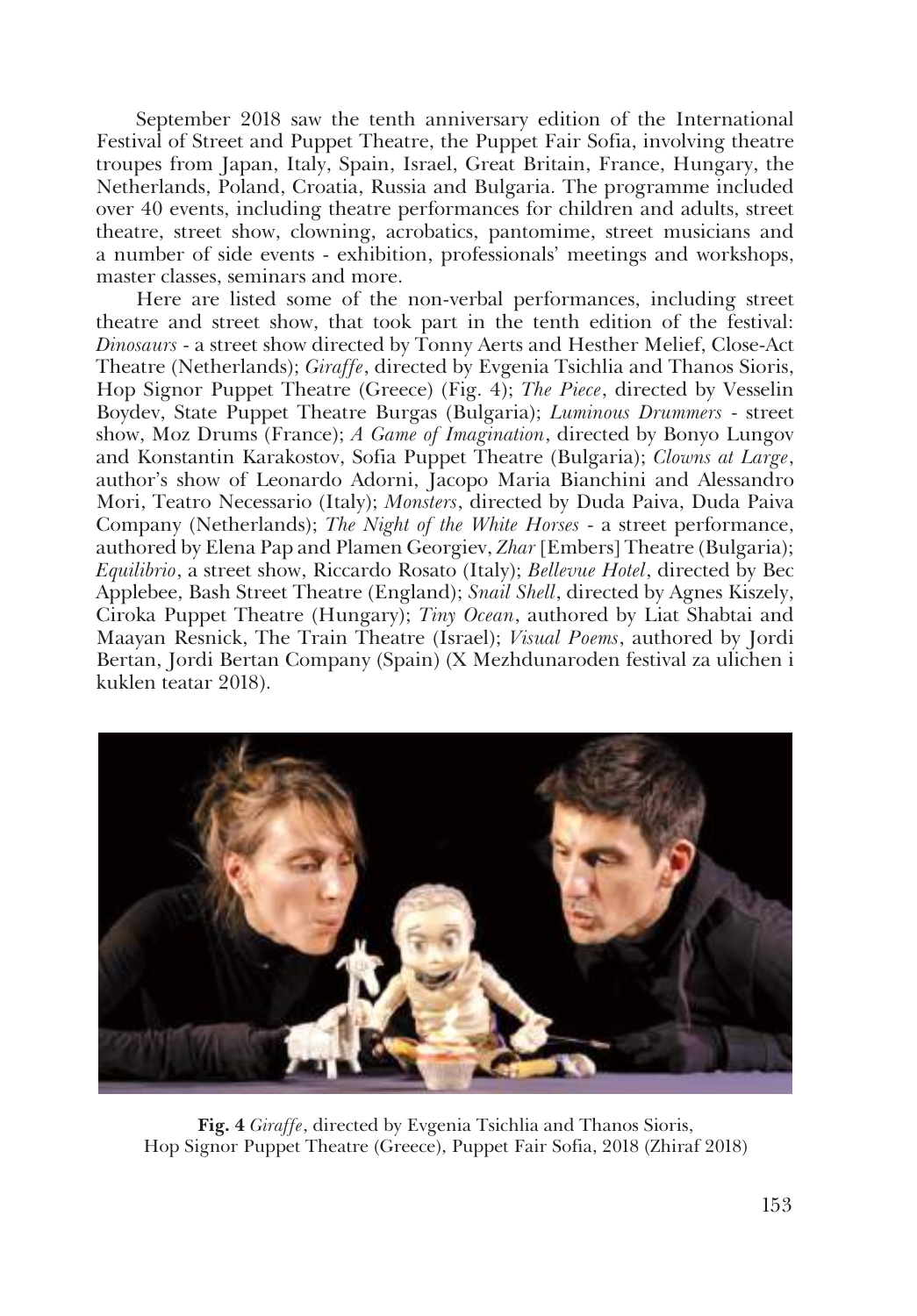September 2018 saw the tenth anniversary edition of the International Festival of Street and Puppet Theatre, the Puppet Fair Sofia, involving theatre troupes from Japan, Italy, Spain, Israel, Great Britain, France, Hungary, the Netherlands, Poland, Croatia, Russia and Bulgaria. The programme included over 40 events, including theatre performances for children and adults, street theatre, street show, clowning, acrobatics, pantomime, street musicians and a number of side events - exhibition, professionals' meetings and workshops, master classes, seminars and more.

Here are listed some of the non-verbal performances, including street theatre and street show, that took part in the tenth edition of the festival: *Dinosaurs* - a street show directed by Tonny Aerts and Hesther Melief, Close-Act Theatre (Netherlands); *Giraffe*, directed by Evgenia Tsichlia and Thanos Sioris, Hop Signor Puppet Theatre (Greece) (Fig. 4); *The Piece*, directed by Vesselin Boydev, State Puppet Theatre Burgas (Bulgaria); *Luminous Drummers* - street show, Moz Drums (France); *A Game of Imagination*, directed by Bonyo Lungov and Konstantin Karakostov, Sofia Puppet Theatre (Bulgaria); *Clowns at Large*, author's show of Leonardo Adorni, Jacopo Maria Bianchini and Alessandro Mori, Teatro Necessario (Italy); *Monsters*, directed by Duda Paiva, Duda Paiva Company (Netherlands); *The Night of the White Horses* - a street performance, authored by Elena Pap and Plamen Georgiev, *Zhar* [Embers] Theatre (Bulgaria); *Equilibrio*, a street show, Riccardo Rosato (Italy); *Bellevue Hotel*, directed by Bec Applebee, Bash Street Theatre (England); *Snail Shell*, directed by Agnes Kiszely, Ciroka Puppet Theatre (Hungary); *Tiny Ocean*, authored by Liat Shabtai and Maayan Resnick, The Train Theatre (Israel); *Visual Poems*, authored by Jordi Bertan, Jordi Bertan Company (Spain) (X Mezhdunaroden festival za ulichen i kuklen teatar 2018).

**Fig. 4** *Giraffe*, directed by Evgenia Tsichlia and Thanos Sioris, Hop Signor Puppet Theatre (Greece), Puppet Fair Sofia, 2018 (Zhiraf 2018)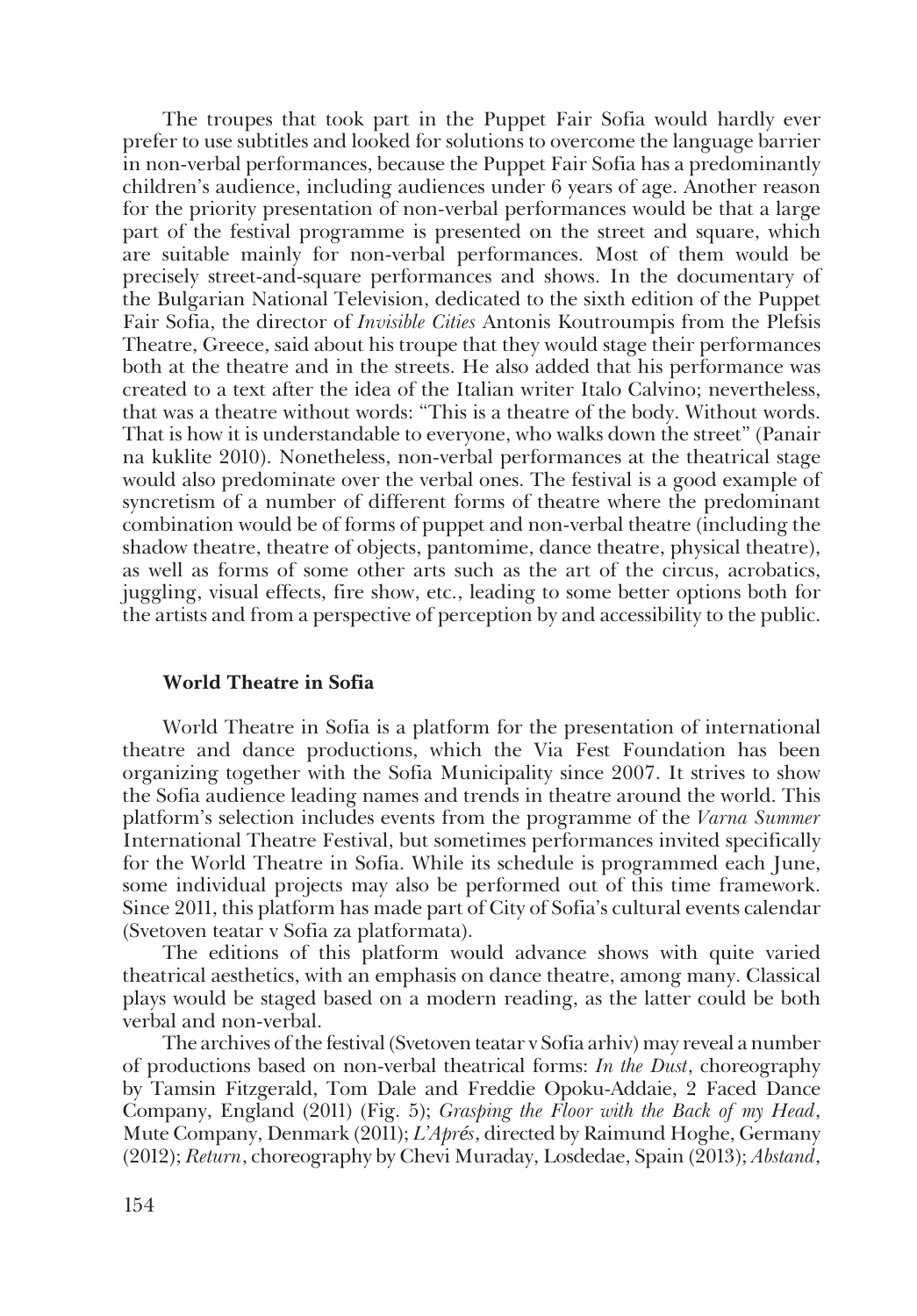The troupes that took part in the Puppet Fair Sofia would hardly ever prefer to use subtitles and looked for solutions to overcome the language barrier in non-verbal performances, because the Puppet Fair Sofia has a predominantly children's audience, including audiences under 6 years of age. Another reason for the priority presentation of non-verbal performances would be that a large part of the festival programme is presented on the street and square, which are suitable mainly for non-verbal performances. Most of them would be precisely street-and-square performances and shows. In the documentary of the Bulgarian National Television, dedicated to the sixth edition of the Puppet Fair Sofia, the director of *Invisible Cities* Antonis Koutroumpis from the Plefsis Theatre, Greece, said about his troupe that they would stage their performances both at the theatre and in the streets. He also added that his performance was created to a text after the idea of the Italian writer Italo Calvino; nevertheless, that was a theatre without words: "This is a theatre of the body. Without words. That is how it is understandable to everyone, who walks down the street" (Panair na kuklite 2010). Nonetheless, non-verbal performances at the theatrical stage would also predominate over the verbal ones. The festival is a good example of syncretism of a number of different forms of theatre where the predominant combination would be of forms of puppet and non-verbal theatre (including the shadow theatre, theatre of objects, pantomime, dance theatre, physical theatre), as well as forms of some other arts such as the art of the circus, acrobatics, juggling, visual effects, fire show, etc., leading to some better options both for the artists and from a perspective of perception by and accessibility to the public.

### World Theatre in Sofia

World Theatre in Sofia is a platform for the presentation of international theatre and dance productions, which the Via Fest Foundation has been organizing together with the Sofia Municipality since 2007. It strives to show the Sofia audience leading names and trends in theatre around the world. This platform's selection includes events from the programme of the *Varna Summer* International Theatre Festival, but sometimes performances invited specifically for the World Theatre in Sofia. While its schedule is programmed each June, some individual projects may also be performed out of this time framework. Since 2011, this platform has made part of City of Sofia's cultural events calendar (Svetoven teatar v Sofia za platformata).

The editions of this platform would advance shows with quite varied theatrical aesthetics, with an emphasis on dance theatre, among many. Classical plays would be staged based on a modern reading, as the latter could be both verbal and non-verbal.

The archives of the festival (Svetoven teatar v Sofia arhiv) may reveal a number of productions based on non-verbal theatrical forms: *In the Dust*, choreography by Tamsin Fitzgerald, Tom Dale and Freddie Opoku-Addaie, 2 Faced Dance Company, England (2011) (Fig. 5); *Grasping the Floor with the Back of my Head*, Mute Company, Denmark (2011); *L'Aprés*, directed by Raimund Hoghe, Germany (2012); *Return*, choreography by Chevi Muraday, Losdedae, Spain (2013); *Abstand*,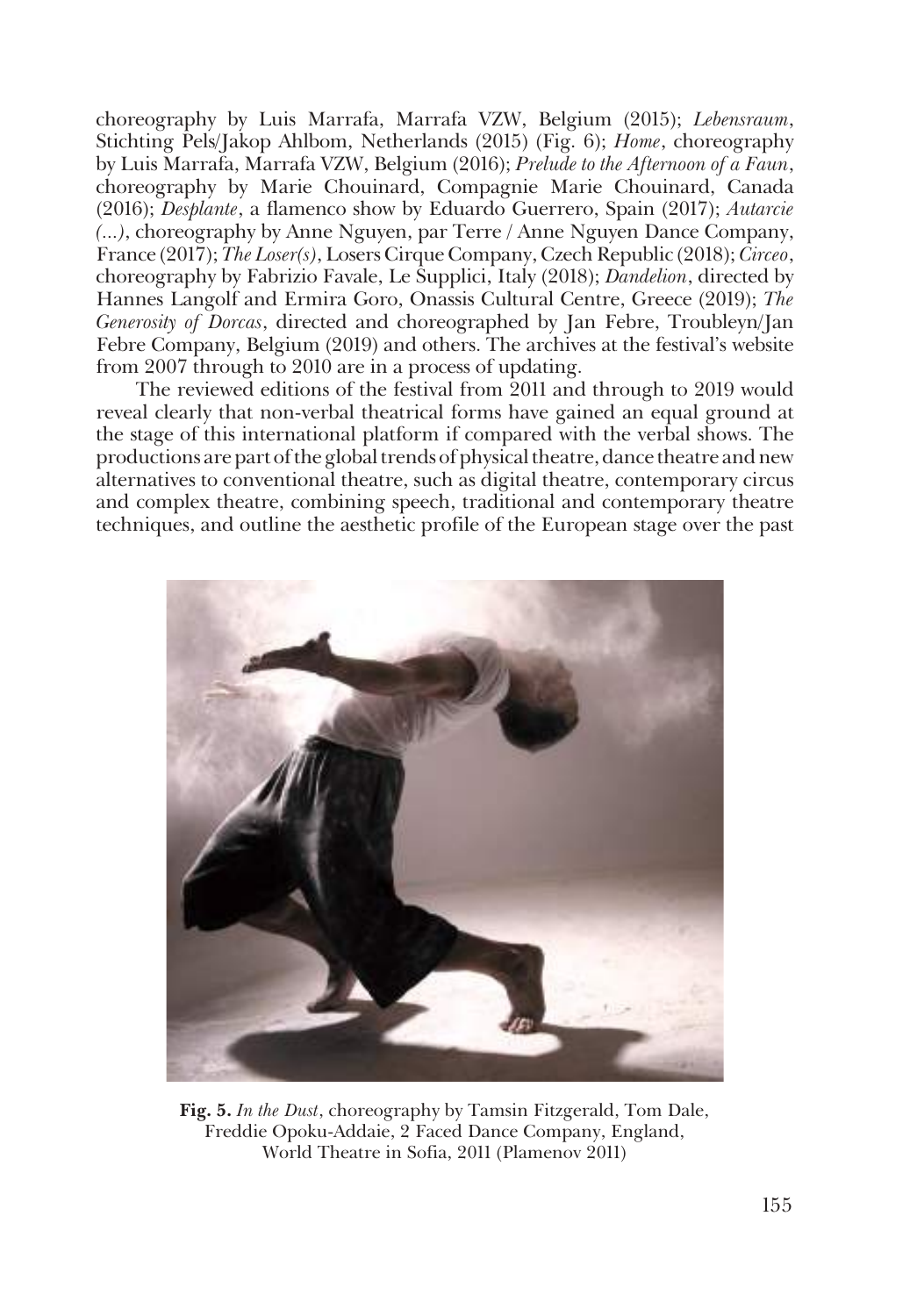choreography by Luis Marrafa, Marrafa VZW, Belgium (2015); *Lebensraum*, Stichting Pels/Jakop Ahlbom, Netherlands (2015) (Fig. 6); *Home*, choreography by Luis Marrafa, Marrafa VZW, Belgium (2016); *Prelude to the Afternoon of a Faun*, choreography by Marie Chouinard, Compagnie Marie Chouinard, Canada (2016); *Desplante*, a flamenco show by Eduardo Guerrero, Spain (2017); *Autarcie (...)*, choreography by Anne Nguyen, par Terre / Anne Nguyen Dance Company, France (2017); *The Loser(s)*, Losers Cirque Company, Czech Republic (2018); *Circeo*, choreography by Fabrizio Favale, Le Supplici, Italy (2018); *Dandelion*, directed by Hannes Langolf and Ermira Goro, Onassis Cultural Centre, Greece (2019); *The Generosity of Dorcas*, directed and choreographed by Jan Febre, Troubleyn/Jan Febre Company, Belgium (2019) and others. The archives at the festival's website from 2007 through to 2010 are in a process of updating.

The reviewed editions of the festival from 2011 and through to 2019 would reveal clearly that non-verbal theatrical forms have gained an equal ground at the stage of this international platform if compared with the verbal shows. The productions are part of the global trends of physical theatre, dance theatre and new alternatives to conventional theatre, such as digital theatre, contemporary circus and complex theatre, combining speech, traditional and contemporary theatre techniques, and outline the aesthetic profile of the European stage over the past

**Fig. 5.** *In the Dust*, choreography by Tamsin Fitzgerald, Tom Dale, Freddie Opoku-Addaie, 2 Faced Dance Company, England, World Theatre in Sofia, 2011 (Plamenov 2011)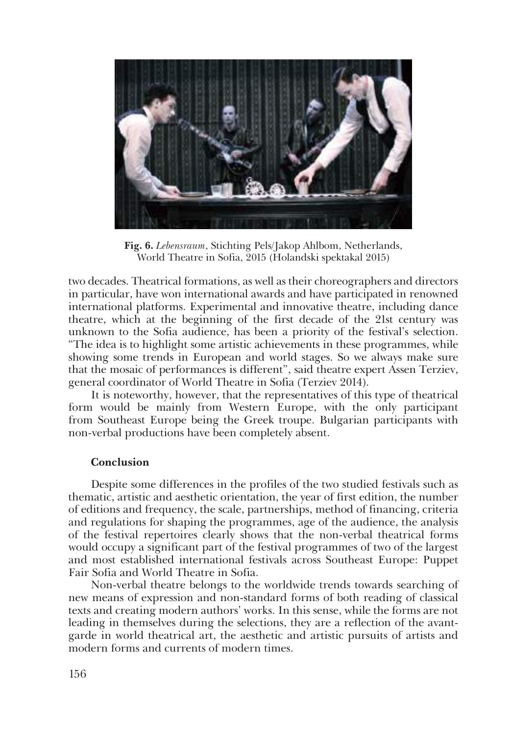**Fig. 6.** *Lebensraum*, Stichting Pels/Jakop Ahlbom, Netherlands, World Theatre in Sofia, 2015 (Holandski spektakal 2015)

two decades. Theatrical formations, as well as their choreographers and directors in particular, have won international awards and have participated in renowned international platforms. Experimental and innovative theatre, including dance theatre, which at the beginning of the first decade of the 21st century was unknown to the Sofia audience, has been a priority of the festival's selection. "The idea is to highlight some artistic achievements in these programmes, while showing some trends in European and world stages. So we always make sure that the mosaic of performances is different", said theatre expert Assen Terziev, general coordinator of World Theatre in Sofia (Terziev 2014).

It is noteworthy, however, that the representatives of this type of theatrical form would be mainly from Western Europe, with the only participant from Southeast Europe being the Greek troupe. Bulgarian participants with non-verbal productions have been completely absent.

## Conclusion

Despite some differences in the profiles of the two studied festivals such as thematic, artistic and aesthetic orientation, the year of first edition, the number of editions and frequency, the scale, partnerships, method of financing, criteria and regulations for shaping the programmes, age of the audience, the analysis of the festival repertoires clearly shows that the non-verbal theatrical forms would occupy a significant part of the festival programmes of two of the largest and most established international festivals across Southeast Europe: Puppet Fair Sofia and World Theatre in Sofia.

Non-verbal theatre belongs to the worldwide trends towards searching of new means of expression and non-standard forms of both reading of classical texts and creating modern authors' works. In this sense, while the forms are not leading in themselves during the selections, they are a reflection of the avant-garde in world theatrical art, the aesthetic and artistic pursuits of artists and modern forms and currents of modern times.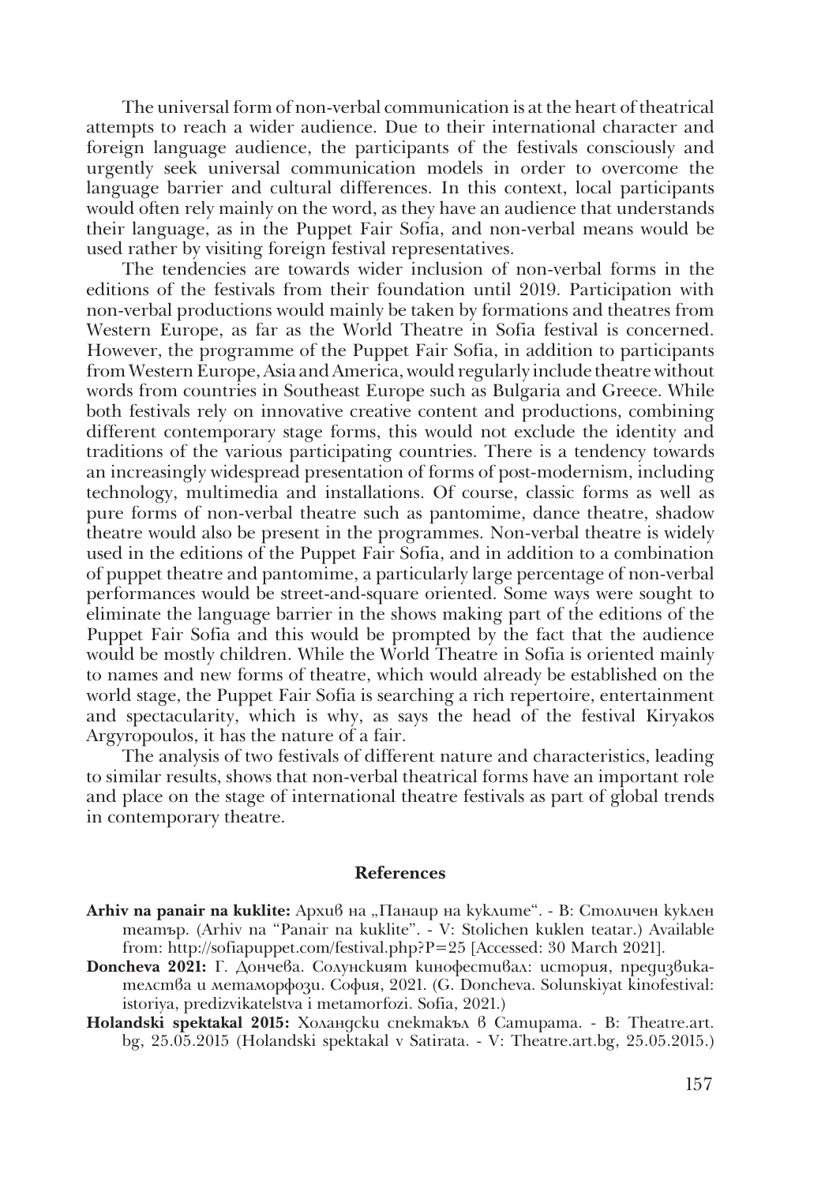The universal form of non-verbal communication is at the heart of theatrical attempts to reach a wider audience. Due to their international character and foreign language audience, the participants of the festivals consciously and urgently seek universal communication models in order to overcome the language barrier and cultural differences. In this context, local participants would often rely mainly on the word, as they have an audience that understands their language, as in the Puppet Fair Sofia, and non-verbal means would be used rather by visiting foreign festival representatives.

The tendencies are towards wider inclusion of non-verbal forms in the editions of the festivals from their foundation until 2019. Participation with non-verbal productions would mainly be taken by formations and theatres from Western Europe, as far as the World Theatre in Sofia festival is concerned. However, the programme of the Puppet Fair Sofia, in addition to participants from Western Europe, Asia and America, would regularly include theatre without words from countries in Southeast Europe such as Bulgaria and Greece. While both festivals rely on innovative creative content and productions, combining different contemporary stage forms, this would not exclude the identity and traditions of the various participating countries. There is a tendency towards an increasingly widespread presentation of forms of post-modernism, including technology, multimedia and installations. Of course, classic forms as well as pure forms of non-verbal theatre such as pantomime, dance theatre, shadow theatre would also be present in the programmes. Non-verbal theatre is widely used in the editions of the Puppet Fair Sofia, and in addition to a combination of puppet theatre and pantomime, a particularly large percentage of non-verbal performances would be street-and-square oriented. Some ways were sought to eliminate the language barrier in the shows making part of the editions of the Puppet Fair Sofia and this would be prompted by the fact that the audience would be mostly children. While the World Theatre in Sofia is oriented mainly to names and new forms of theatre, which would already be established on the world stage, the Puppet Fair Sofia is searching a rich repertoire, entertainment and spectacularity, which is why, as says the head of the festival Kiryakos Argyropoulos, it has the nature of a fair.

The analysis of two festivals of different nature and characteristics, leading to similar results, shows that non-verbal theatrical forms have an important role and place on the stage of international theatre festivals as part of global trends in contemporary theatre.

## References

**Arhiv na panair na kuklite:** Архив на „Панаир на куклите". - В: Столичен куклен театър. (Arhiv na "Panair na kuklite". - V: Stolichen kuklen teatar.) Available from: http://sofiapuppet.com/festival.php?P=25 [Accessed: 30 March 2021].

**Doncheva 2021:** Г. Дончева. Солунският кинофестивал: история, предизвикателства и метаморфози. София, 2021. (G. Doncheva. Solunskiyat kinofestival: istoriya, predizvikatelstva i metamorfozi. Sofia, 2021.)

**Holandski spektakal 2015:** Холандски спектакъл в Сатирата. - В: Theatre.art.bg, 25.05.2015 (Holandski spektakal v Satirata. - V: Theatre.art.bg, 25.05.2015.)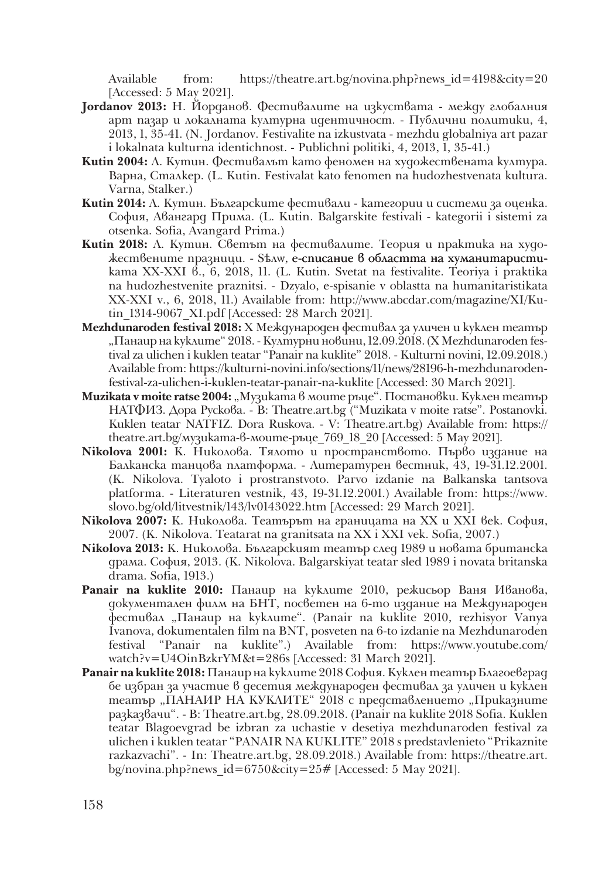Available from: https://theatre.art.bg/novina.php?news_id=4198&city=20 [Accessed: 5 May 2021].

**Jordanov 2013:** Н. Йорданов. Фестивалите на изкуствата - между глобалния арт пазар и локалната културна идентичност. - Публични политики, 4, 2013, 1, 35-41. (N. Jordanov. Festivalite na izkustvata - mezhdu globalniya art pazar i lokalnata kulturna identichnost. - Publichni politiki, 4, 2013, 1, 35-41.)

**Kutin 2004:** Л. Кутин. Фестивалът като феномен на художествената култура. Варна, Сталкер. (L. Kutin. Festivalat kato fenomen na hudozhestvenata kultura. Varna, Stalker.)

**Kutin 2014:** Л. Кутин. Българските фестивали - категории и системи за оценка. София, Авангард Прима. (L. Kutin. Balgarskite festivali - kategorii i sistemi za otsenka. Sofia, Avangard Prima.)

**Kutin 2018:** Л. Кутин. Светът на фестивалите. Теория и практика на художествените празници. - Sѣлw, е-списание в областта на хуманитаристиката XX-XXI в., 6, 2018, 11. (L. Kutin. Svetat na festivalite. Teoriya i praktika na hudozhestvenite praznitsi. - Dzyalo, e-spisanie v oblastta na humanitaristikata XX-XXI v., 6, 2018, 11.) Available from: http://www.abcdar.com/magazine/XI/Kutin_1314-9067_XI.pdf [Accessed: 28 March 2021].

**Mezhdunaroden festival 2018:** X Международен фестивал за уличен и куклен театър „Панаир на куклите" 2018. - Културни новини, 12.09.2018. (X Mezhdunaroden festival za ulichen i kuklen teatar "Panair na kuklite" 2018. - Kulturni novini, 12.09.2018.) Available from: https://kulturni-novini.info/sections/11/news/28196-h-mezhdunaroden-festival-za-ulichen-i-kuklen-teatar-panair-na-kuklite [Accessed: 30 March 2021].

**Muzikata v moite ratse 2004:** „Музиката в моите ръце". Постановки. Куклен театър НАТФИЗ. Дора Рускова. - В: Theatre.art.bg ("Muzikata v moite ratse". Postanovki. Kuklen teatar NATFIZ. Dora Ruskova. - V: Theatre.art.bg) Available from: https://theatre.art.bg/музиката-в-моите-ръце_769_18_20 [Accessed: 5 May 2021].

**Nikolova 2001:** К. Николова. Тялото и пространството. Първо издание на Балканска танцова платформа. - Литературен вестник, 43, 19-31.12.2001. (K. Nikolova. Tyaloto i prostranstvoto. Parvo izdanie na Balkanska tantsova platforma. - Literaturen vestnik, 43, 19-31.12.2001.) Available from: https://www.slovo.bg/old/litvestnik/143/lv0143022.htm [Accessed: 29 March 2021].

**Nikolova 2007:** К. Николова. Театърът на границата на XX и XXI век. София, 2007. (K. Nikolova. Teatarat na granitsata na XX i XXI vek. Sofia, 2007.)

**Nikolova 2013:** К. Николова. Българският театър след 1989 и новата британска драма. София, 2013. (K. Nikolova. Balgarskiyat teatar sled 1989 i novata britanska drama. Sofia, 1913.)

**Panair na kuklite 2010:** Панаир на куклите 2010, режисьор Ваня Иванова, документален филм на БНТ, посветен на 6-то издание на Международен фестивал „Панаир на куклите". (Panair na kuklite 2010, rezhisyor Vanya Ivanova, dokumentalen film na BNT, posveten na 6-to izdanie na Mezhdunaroden festival "Panair na kuklite".) Available from: https://www.youtube.com/watch?v=U4OinBzkrYM&t=286s [Accessed: 31 March 2021].

**Panair na kuklite 2018:** Панаир на куклите 2018 София. Куклен театър Благоевград бе избран за участие в десетия международен фестивал за уличен и куклен театър „ПАНАИР НА КУКЛИТЕ" 2018 с представлението „Приказните разказвачи". - В: Theatre.art.bg, 28.09.2018. (Panair na kuklite 2018 Sofia. Kuklen teatar Blagoevgrad be izbran za uchastie v desetiya mezhdunaroden festival za ulichen i kuklen teatar "PANAIR NA KUKLITE" 2018 s predstavlenieto "Prikaznite razkazvachi". - In: Theatre.art.bg, 28.09.2018.) Available from: https://theatre.art.bg/novina.php?news_id=6750&city=25# [Accessed: 5 May 2021].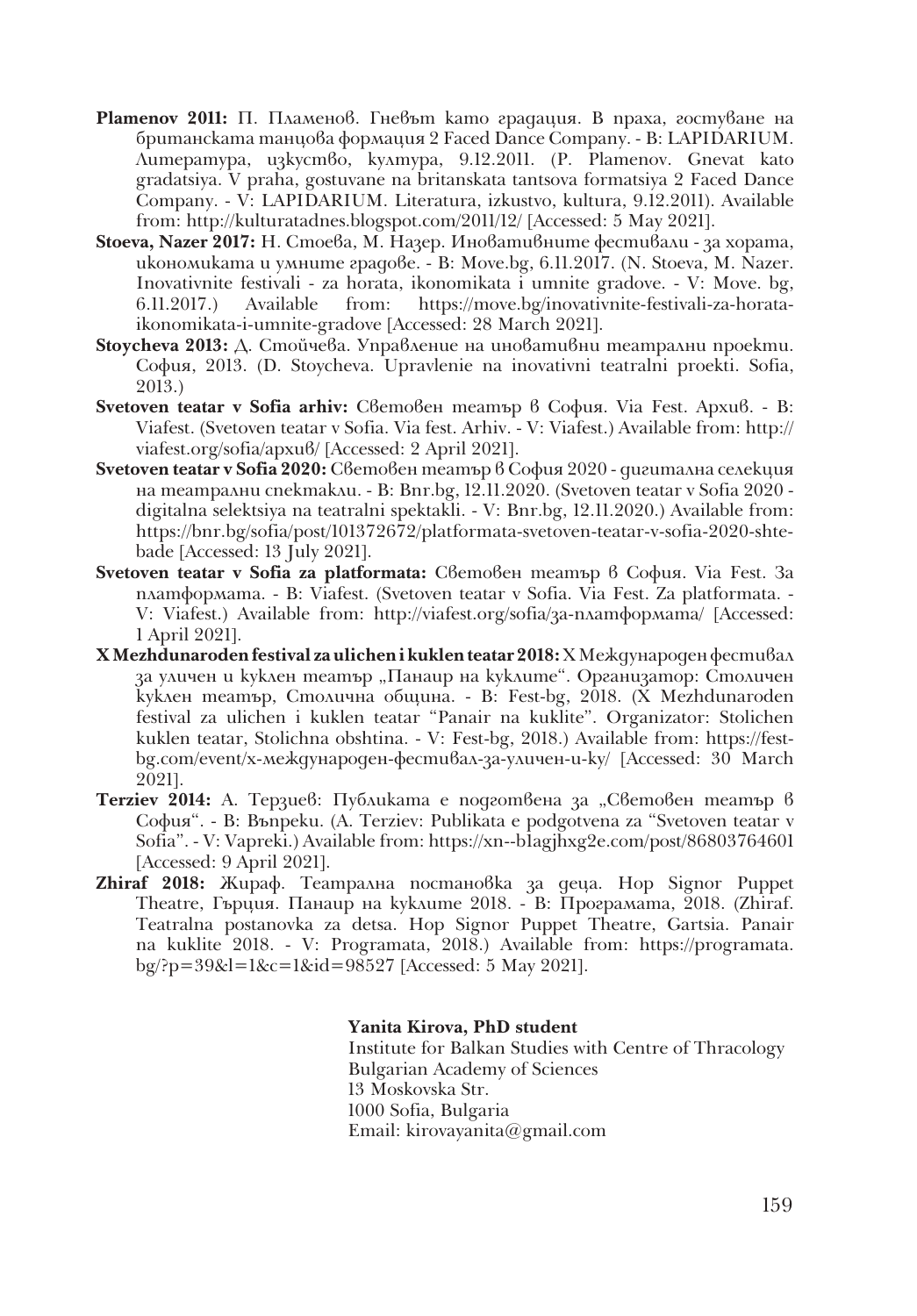**Plamenov 2011:** П. Пламенов. Гневът като градация. В праха, гостуване на британската танцова формация 2 Faced Dance Company. - В: LAPIDARIUM. Литература, изкуство, култура, 9.12.2011. (P. Plamenov. Gnevat kato gradatsiya. V praha, gostuvane na britanskata tantsova formatsiya 2 Faced Dance Company. - V: LAPIDARIUM. Literatura, izkustvo, kultura, 9.12.2011). Available from: http://kulturatadnes.blogspot.com/2011/12/ [Accessed: 5 May 2021].

**Stoeva, Nazer 2017:** Н. Стоева, М. Назер. Иновативните фестивали - за хората, икономиката и умните градове. - В: Move.bg, 6.11.2017. (N. Stoeva, M. Nazer. Inovativnite festivali - za horata, ikonomikata i umnite gradove. - V: Move. bg, 6.11.2017.) Available from: https://move.bg/inovativnite-festivali-za-horata-ikonomikata-i-umnite-gradove [Accessed: 28 March 2021].

**Stoycheva 2013:** Д. Стойчева. Управление на иновативни театрални проекти. София, 2013. (D. Stoycheva. Upravlenie na inovativni teatralni proekti. Sofia, 2013.)

**Svetoven teatar v Sofia arhiv:** Световен театър в София. Via Fest. Архив. - В: Viafest. (Svetoven teatar v Sofia. Via fest. Arhiv. - V: Viafest.) Available from: http://viafest.org/sofia/архив/ [Accessed: 2 April 2021].

**Svetoven teatar v Sofia 2020:** Световен театър в София 2020 - дигитална селекция на театрални спектакли. - В: Bnr.bg, 12.11.2020. (Svetoven teatar v Sofia 2020 - digitalna selektsiya na teatralni spektakli. - V: Bnr.bg, 12.11.2020.) Available from: https://bnr.bg/sofia/post/101372672/platformata-svetoven-teatar-v-sofia-2020-shte-bade [Accessed: 13 July 2021].

**Svetoven teatar v Sofia za platformata:** Световен театър в София. Via Fest. За платформата. - В: Viafest. (Svetoven teatar v Sofia. Via Fest. Za platformata. - V: Viafest.) Available from: http://viafest.org/sofia/за-платформата/ [Accessed: 1 April 2021].

**X Mezhdunaroden festival za ulichen i kuklen teatar 2018:** X Международен фестивал за уличен и куклен театър „Панаир на куклите". Организатор: Столичен куклен театър, Столична община. - В: Fest-bg, 2018. (X Mezhdunaroden festival za ulichen i kuklen teatar "Panair na kuklite". Organizator: Stolichen kuklen teatar, Stolichna obshtina. - V: Fest-bg, 2018.) Available from: https://fest-bg.com/event/x-международен-фестивал-за-уличен-и-ку/ [Accessed: 30 March 2021].

**Terziev 2014:** А. Терзиев: Публиката е подготвена за „Световен театър в София". - В: Въпреки. (A. Terziev: Publikata e podgotvena za "Svetoven teatar v Sofia". - V: Vapreki.) Available from: https://xn--b1agjhxg2e.com/post/86803764601 [Accessed: 9 April 2021].

**Zhiraf 2018:** Жираф. Театрална постановка за деца. Hop Signor Puppet Theatre, Гърция. Панаир на куклите 2018. - В: Програмата, 2018. (Zhiraf. Teatralna postanovka za detsa. Hop Signor Puppet Theatre, Gartsia. Panair na kuklite 2018. - V: Programata, 2018.) Available from: https://programata.bg/?p=39&l=1&c=1&id=98527 [Accessed: 5 May 2021].

**Yanita Kirova, PhD student**
Institute for Balkan Studies with Centre of Thracology
Bulgarian Academy of Sciences
13 Moskovska Str.
1000 Sofia, Bulgaria
Email: kirovayanita@gmail.com